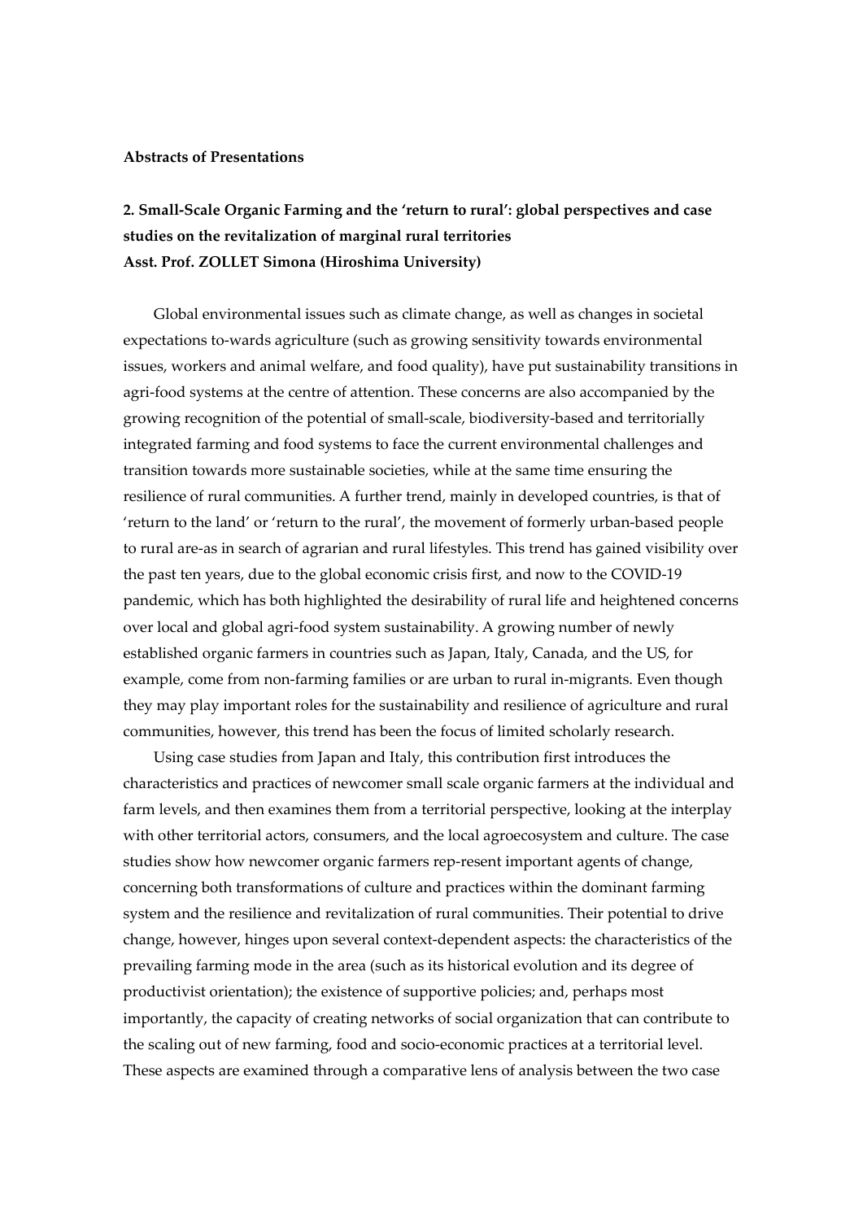**Abstracts of Presentations**

## 2. Small-Scale Organic Farming and the 'return to rural': global perspectives and case studies on the revitalization of marginal rural territories

**Asst. Prof. ZOLLET Simona (Hiroshima University)**

Global environmental issues such as climate change, as well as changes in societal expectations to-wards agriculture (such as growing sensitivity towards environmental issues, workers and animal welfare, and food quality), have put sustainability transitions in agri-food systems at the centre of attention. These concerns are also accompanied by the growing recognition of the potential of small-scale, biodiversity-based and territorially integrated farming and food systems to face the current environmental challenges and transition towards more sustainable societies, while at the same time ensuring the resilience of rural communities. A further trend, mainly in developed countries, is that of 'return to the land' or 'return to the rural', the movement of formerly urban-based people to rural are-as in search of agrarian and rural lifestyles. This trend has gained visibility over the past ten years, due to the global economic crisis first, and now to the COVID-19 pandemic, which has both highlighted the desirability of rural life and heightened concerns over local and global agri-food system sustainability. A growing number of newly established organic farmers in countries such as Japan, Italy, Canada, and the US, for example, come from non-farming families or are urban to rural in-migrants. Even though they may play important roles for the sustainability and resilience of agriculture and rural communities, however, this trend has been the focus of limited scholarly research.

Using case studies from Japan and Italy, this contribution first introduces the characteristics and practices of newcomer small scale organic farmers at the individual and farm levels, and then examines them from a territorial perspective, looking at the interplay with other territorial actors, consumers, and the local agroecosystem and culture. The case studies show how newcomer organic farmers rep-resent important agents of change, concerning both transformations of culture and practices within the dominant farming system and the resilience and revitalization of rural communities. Their potential to drive change, however, hinges upon several context-dependent aspects: the characteristics of the prevailing farming mode in the area (such as its historical evolution and its degree of productivist orientation); the existence of supportive policies; and, perhaps most importantly, the capacity of creating networks of social organization that can contribute to the scaling out of new farming, food and socio-economic practices at a territorial level. These aspects are examined through a comparative lens of analysis between the two case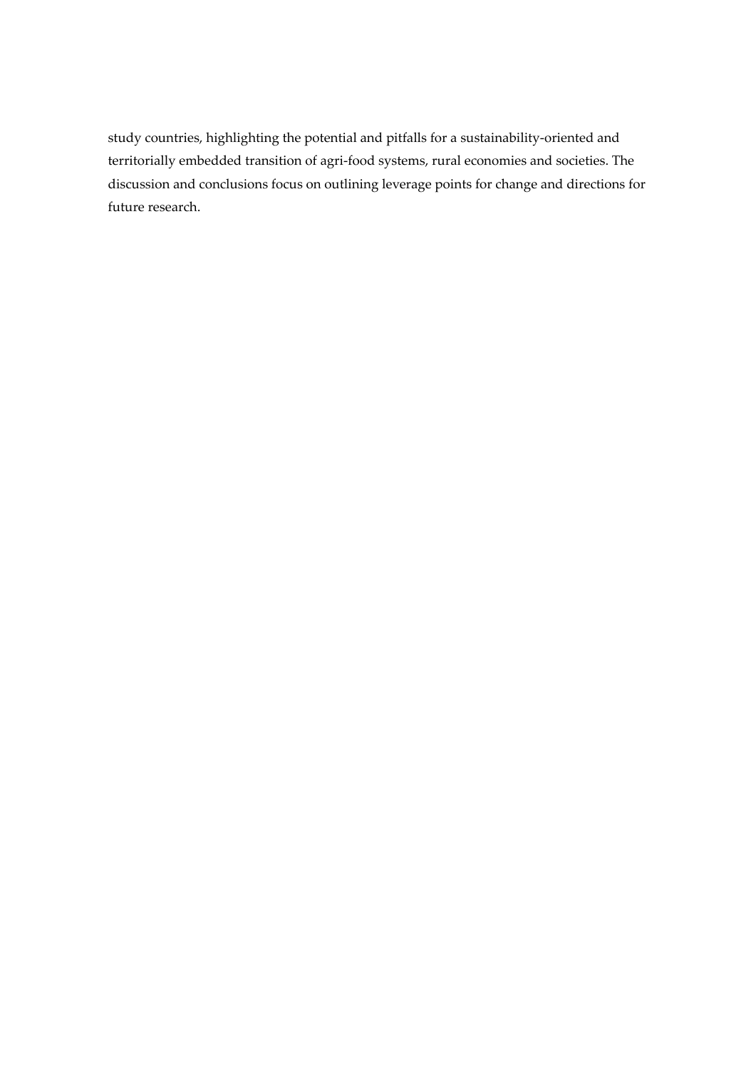study countries, highlighting the potential and pitfalls for a sustainability-oriented and territorially embedded transition of agri-food systems, rural economies and societies. The discussion and conclusions focus on outlining leverage points for change and directions for future research.